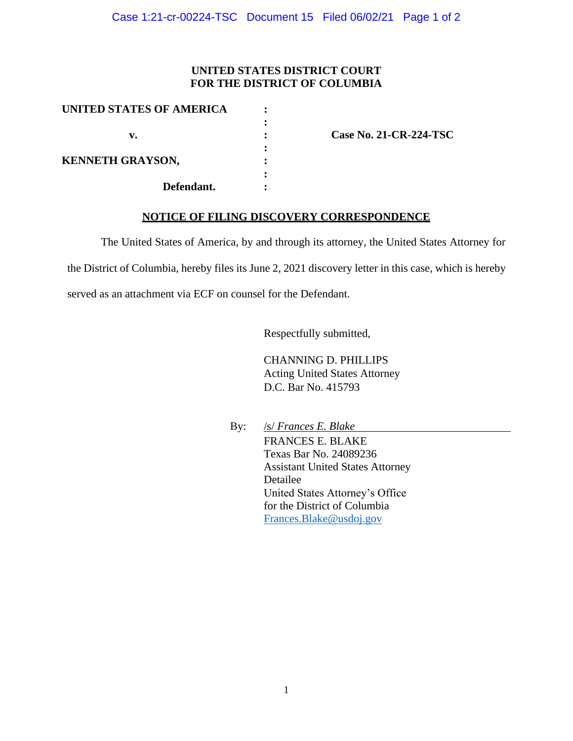**UNITED STATES DISTRICT COURT**
**FOR THE DISTRICT OF COLUMBIA**

| | | |
|---|---|---|
| **UNITED STATES OF AMERICA** | : | |
| | : | |
| **v.** | : | **Case No. 21-CR-224-TSC** |
| | : | |
| **KENNETH GRAYSON,** | : | |
| | : | |
| **Defendant.** | : | |

**NOTICE OF FILING DISCOVERY CORRESPONDENCE**

The United States of America, by and through its attorney, the United States Attorney for the District of Columbia, hereby files its June 2, 2021 discovery letter in this case, which is hereby served as an attachment via ECF on counsel for the Defendant.

Respectfully submitted,

CHANNING D. PHILLIPS
Acting United States Attorney
D.C. Bar No. 415793

By: /s/ *Frances E. Blake*
FRANCES E. BLAKE
Texas Bar No. 24089236
Assistant United States Attorney
Detailee
United States Attorney's Office
for the District of Columbia
Frances.Blake@usdoj.gov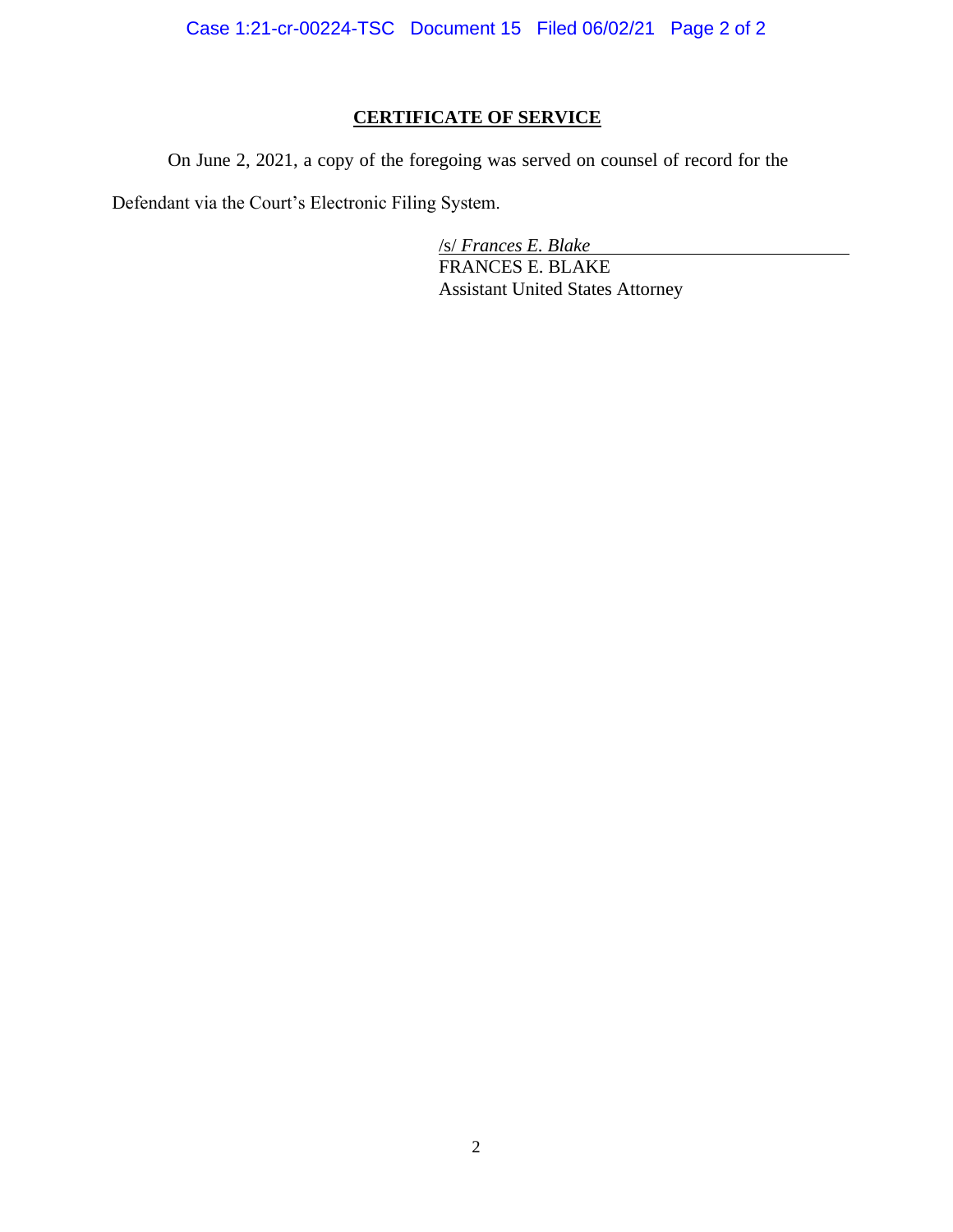**CERTIFICATE OF SERVICE**

On June 2, 2021, a copy of the foregoing was served on counsel of record for the Defendant via the Court's Electronic Filing System.

/s/ *Frances E. Blake*
FRANCES E. BLAKE
Assistant United States Attorney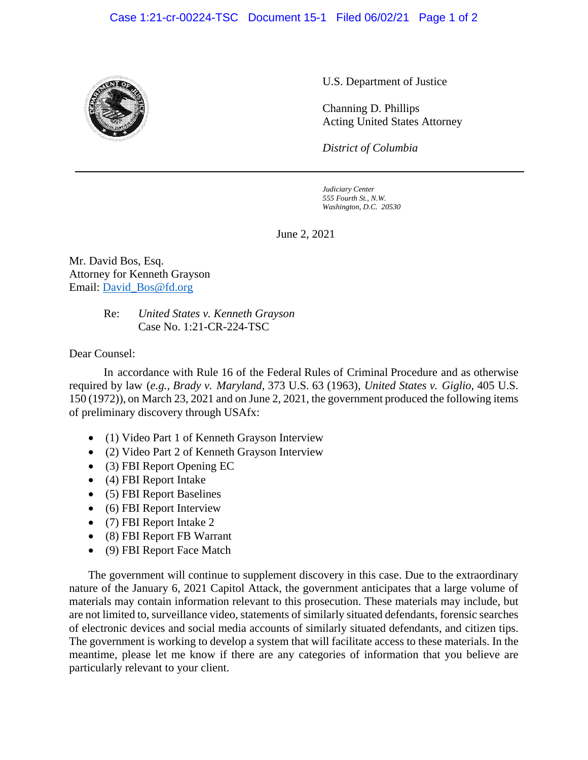U.S. Department of Justice

Channing D. Phillips
Acting United States Attorney

*District of Columbia*

---

*Judiciary Center*
*555 Fourth St., N.W.*
*Washington, D.C. 20530*

June 2, 2021

Mr. David Bos, Esq.
Attorney for Kenneth Grayson
Email: [David_Bos@fd.org](mailto:David_Bos@fd.org)

Re: *United States v. Kenneth Grayson*
Case No. 1:21-CR-224-TSC

Dear Counsel:

In accordance with Rule 16 of the Federal Rules of Criminal Procedure and as otherwise required by law (*e.g.*, *Brady v. Maryland*, 373 U.S. 63 (1963), *United States v. Giglio*, 405 U.S. 150 (1972)), on March 23, 2021 and on June 2, 2021, the government produced the following items of preliminary discovery through USAfx:

- (1) Video Part 1 of Kenneth Grayson Interview
- (2) Video Part 2 of Kenneth Grayson Interview
- (3) FBI Report Opening EC
- (4) FBI Report Intake
- (5) FBI Report Baselines
- (6) FBI Report Interview
- (7) FBI Report Intake 2
- (8) FBI Report FB Warrant
- (9) FBI Report Face Match

The government will continue to supplement discovery in this case. Due to the extraordinary nature of the January 6, 2021 Capitol Attack, the government anticipates that a large volume of materials may contain information relevant to this prosecution. These materials may include, but are not limited to, surveillance video, statements of similarly situated defendants, forensic searches of electronic devices and social media accounts of similarly situated defendants, and citizen tips. The government is working to develop a system that will facilitate access to these materials. In the meantime, please let me know if there are any categories of information that you believe are particularly relevant to your client.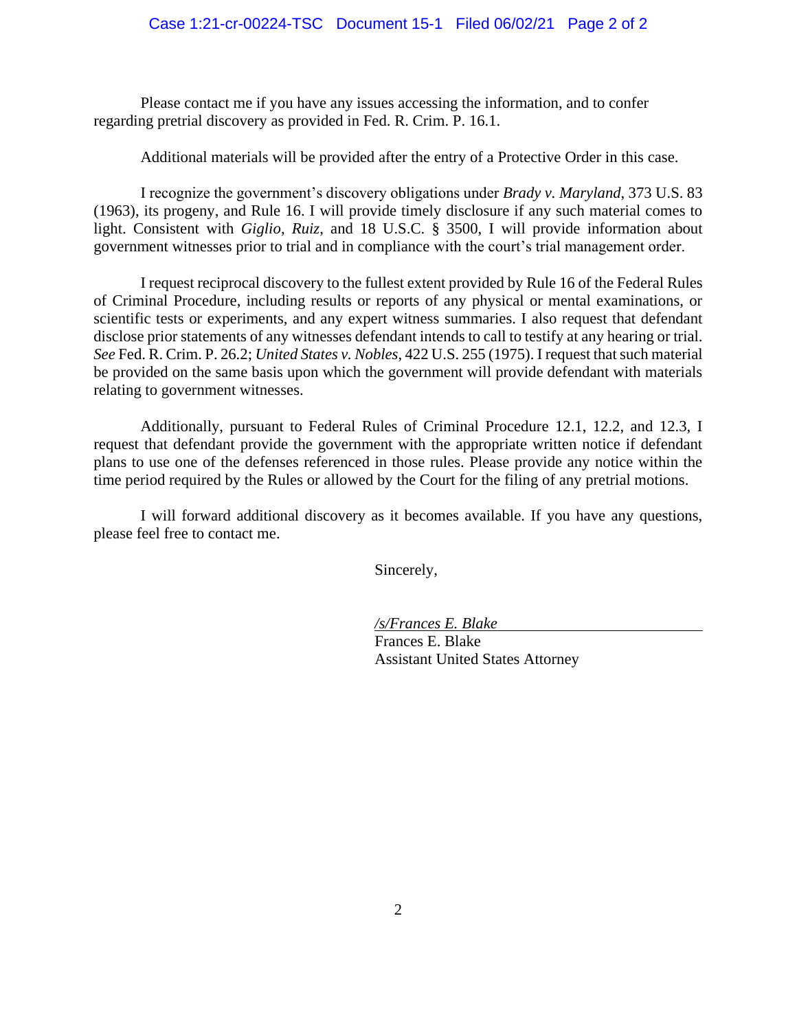Please contact me if you have any issues accessing the information, and to confer regarding pretrial discovery as provided in Fed. R. Crim. P. 16.1.

Additional materials will be provided after the entry of a Protective Order in this case.

I recognize the government's discovery obligations under *Brady v. Maryland*, 373 U.S. 83 (1963), its progeny, and Rule 16. I will provide timely disclosure if any such material comes to light. Consistent with *Giglio*, *Ruiz*, and 18 U.S.C. § 3500, I will provide information about government witnesses prior to trial and in compliance with the court's trial management order.

I request reciprocal discovery to the fullest extent provided by Rule 16 of the Federal Rules of Criminal Procedure, including results or reports of any physical or mental examinations, or scientific tests or experiments, and any expert witness summaries. I also request that defendant disclose prior statements of any witnesses defendant intends to call to testify at any hearing or trial. *See* Fed. R. Crim. P. 26.2; *United States v. Nobles*, 422 U.S. 255 (1975). I request that such material be provided on the same basis upon which the government will provide defendant with materials relating to government witnesses.

Additionally, pursuant to Federal Rules of Criminal Procedure 12.1, 12.2, and 12.3, I request that defendant provide the government with the appropriate written notice if defendant plans to use one of the defenses referenced in those rules. Please provide any notice within the time period required by the Rules or allowed by the Court for the filing of any pretrial motions.

I will forward additional discovery as it becomes available. If you have any questions, please feel free to contact me.

Sincerely,

*/s/Frances E. Blake*
Frances E. Blake
Assistant United States Attorney